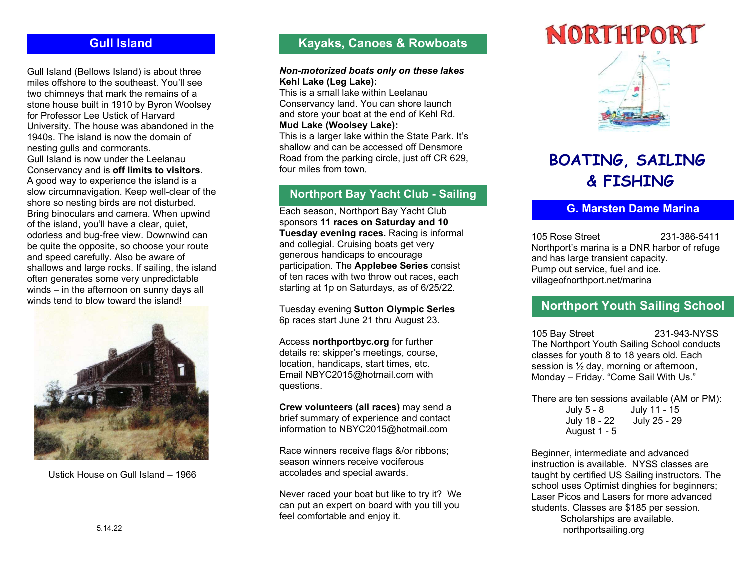## Gull Island

Gull Island (Bellows Island) is about three miles offshore to the southeast. You'll see two chimneys that mark the remains of a stone house built in 1910 by Byron Woolsey for Professor Lee Ustick of Harvard University. The house was abandoned in the 1940s. The island is now the domain of nesting gulls and cormorants.
Gull Island is now under the Leelanau Conservancy and is **off limits to visitors**.
A good way to experience the island is a slow circumnavigation. Keep well-clear of the shore so nesting birds are not disturbed. Bring binoculars and camera. When upwind of the island, you'll have a clear, quiet, odorless and bug-free view. Downwind can be quite the opposite, so choose your route and speed carefully. Also be aware of shallows and large rocks. If sailing, the island often generates some very unpredictable winds – in the afternoon on sunny days all winds tend to blow toward the island!

Ustick House on Gull Island – 1966

5.14.22

## Kayaks, Canoes & Rowboats

***Non-motorized boats only on these lakes***
**Kehl Lake (Leg Lake):**
This is a small lake within Leelanau Conservancy land. You can shore launch and store your boat at the end of Kehl Rd.
**Mud Lake (Woolsey Lake):**
This is a larger lake within the State Park. It's shallow and can be accessed off Densmore Road from the parking circle, just off CR 629, four miles from town.

## Northport Bay Yacht Club - Sailing

Each season, Northport Bay Yacht Club sponsors **11 races on Saturday and 10 Tuesday evening races.** Racing is informal and collegial. Cruising boats get very generous handicaps to encourage participation. The **Applebee Series** consist of ten races with two throw out races, each starting at 1p on Saturdays, as of 6/25/22.

Tuesday evening **Sutton Olympic Series** 6p races start June 21 thru August 23.

Access **northportbyc.org** for further details re: skipper's meetings, course, location, handicaps, start times, etc. Email NBYC2015@hotmail.com with questions.

**Crew volunteers (all races)** may send a brief summary of experience and contact information to NBYC2015@hotmail.com

Race winners receive flags &/or ribbons; season winners receive vociferous accolades and special awards.

Never raced your boat but like to try it? We can put an expert on board with you till you feel comfortable and enjoy it.

# NORTHPORT

# BOATING, SAILING & FISHING

## G. Marsten Dame Marina

105 Rose Street 231-386-5411
Northport's marina is a DNR harbor of refuge and has large transient capacity.
Pump out service, fuel and ice.
villageofnorthport.net/marina

## Northport Youth Sailing School

105 Bay Street 231-943-NYSS
The Northport Youth Sailing School conducts classes for youth 8 to 18 years old. Each session is ½ day, morning or afternoon, Monday – Friday. "Come Sail With Us."

There are ten sessions available (AM or PM):
July 5 - 8 July 11 - 15
July 18 - 22 July 25 - 29
August 1 - 5

Beginner, intermediate and advanced instruction is available. NYSS classes are taught by certified US Sailing instructors. The school uses Optimist dinghies for beginners; Laser Picos and Lasers for more advanced students. Classes are $185 per session.
Scholarships are available.
northportsailing.org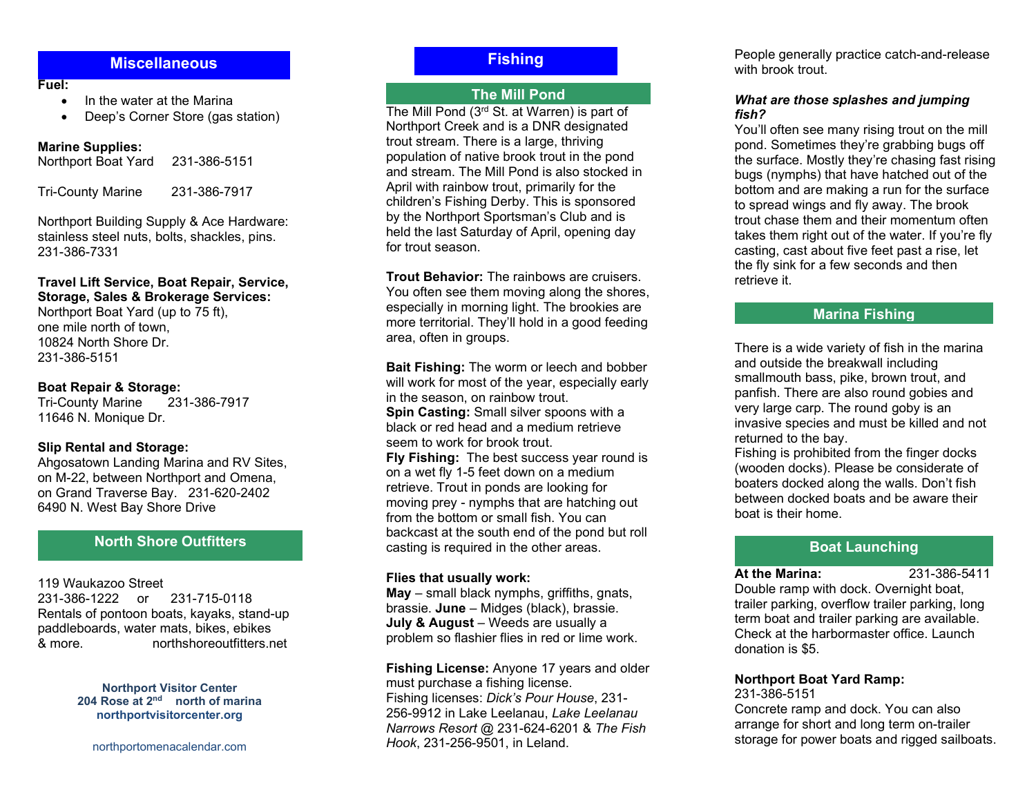## Miscellaneous

**Fuel:**

- In the water at the Marina
- Deep's Corner Store (gas station)

**Marine Supplies:**
Northport Boat Yard 231-386-5151

Tri-County Marine 231-386-7917

Northport Building Supply & Ace Hardware: stainless steel nuts, bolts, shackles, pins.
231-386-7331

**Travel Lift Service, Boat Repair, Service, Storage, Sales & Brokerage Services:**
Northport Boat Yard (up to 75 ft),
one mile north of town,
10824 North Shore Dr.
231-386-5151

**Boat Repair & Storage:**
Tri-County Marine 231-386-7917
11646 N. Monique Dr.

**Slip Rental and Storage:**
Ahgosatown Landing Marina and RV Sites, on M-22, between Northport and Omena, on Grand Traverse Bay. 231-620-2402
6490 N. West Bay Shore Drive

### North Shore Outfitters

119 Waukazoo Street
231-386-1222 or 231-715-0118
Rental of pontoon boats, kayaks, stand-up paddleboards, water mats, bikes, ebikes & more. northshoreoutfitters.net

**Northport Visitor Center**
**204 Rose at 2nd north of marina**
**northportvisitorcenter.org**

northportomenacalendar.com

## Fishing

### The Mill Pond

The Mill Pond (3rd St. at Warren) is part of Northport Creek and is a DNR designated trout stream. There is a large, thriving population of native brook trout in the pond and stream. The Mill Pond is also stocked in April with rainbow trout, primarily for the children's Fishing Derby. This is sponsored by the Northport Sportsman's Club and is held the last Saturday of April, opening day for trout season.

**Trout Behavior:** The rainbows are cruisers. You often see them moving along the shores, especially in morning light. The brookies are more territorial. They'll hold in a good feeding area, often in groups.

**Bait Fishing:** The worm or leech and bobber will work for most of the year, especially early in the season, on rainbow trout.
**Spin Casting:** Small silver spoons with a black or red head and a medium retrieve seem to work for brook trout.
**Fly Fishing:** The best success year round is on a wet fly 1-5 feet down on a medium retrieve. Trout in ponds are looking for moving prey - nymphs that are hatching out from the bottom or small fish. You can backcast at the south end of the pond but roll casting is required in the other areas.

**Flies that usually work:**
**May** – small black nymphs, griffiths, gnats, brassie. **June** – Midges (black), brassie.
**July & August** – Weeds are usually a problem so flashier flies in red or lime work.

**Fishing License:** Anyone 17 years and older must purchase a fishing license.
Fishing licenses: *Dick's Pour House*, 231-256-9912 in Lake Leelanau, *Lake Leelanau Narrows Resort* @ 231-624-6201 & *The Fish Hook*, 231-256-9501, in Leland.

People generally practice catch-and-release with brook trout.

***What are those splashes and jumping fish?***
You'll often see many rising trout on the mill pond. Sometimes they're grabbing bugs off the surface. Mostly they're chasing fast rising bugs (nymphs) that have hatched out of the bottom and are making a run for the surface to spread wings and fly away. The brook trout chase them and their momentum often takes them right out of the water. If you're fly casting, cast about five feet past a rise, let the fly sink for a few seconds and then retrieve it.

### Marina Fishing

There is a wide variety of fish in the marina and outside the breakwall including smallmouth bass, pike, brown trout, and panfish. There are also round gobies and very large carp. The round goby is an invasive species and must be killed and not returned to the bay.
Fishing is prohibited from the finger docks (wooden docks). Please be considerate of boaters docked along the walls. Don't fish between docked boats and be aware their boat is their home.

### Boat Launching

**At the Marina:** 231-386-5411
Double ramp with dock. Overnight boat, trailer parking, overflow trailer parking, long term boat and trailer parking are available. Check at the harbormaster office. Launch donation is $5.

**Northport Boat Yard Ramp:**
231-386-5151
Concrete ramp and dock. You can also arrange for short and long term on-trailer storage for power boats and rigged sailboats.